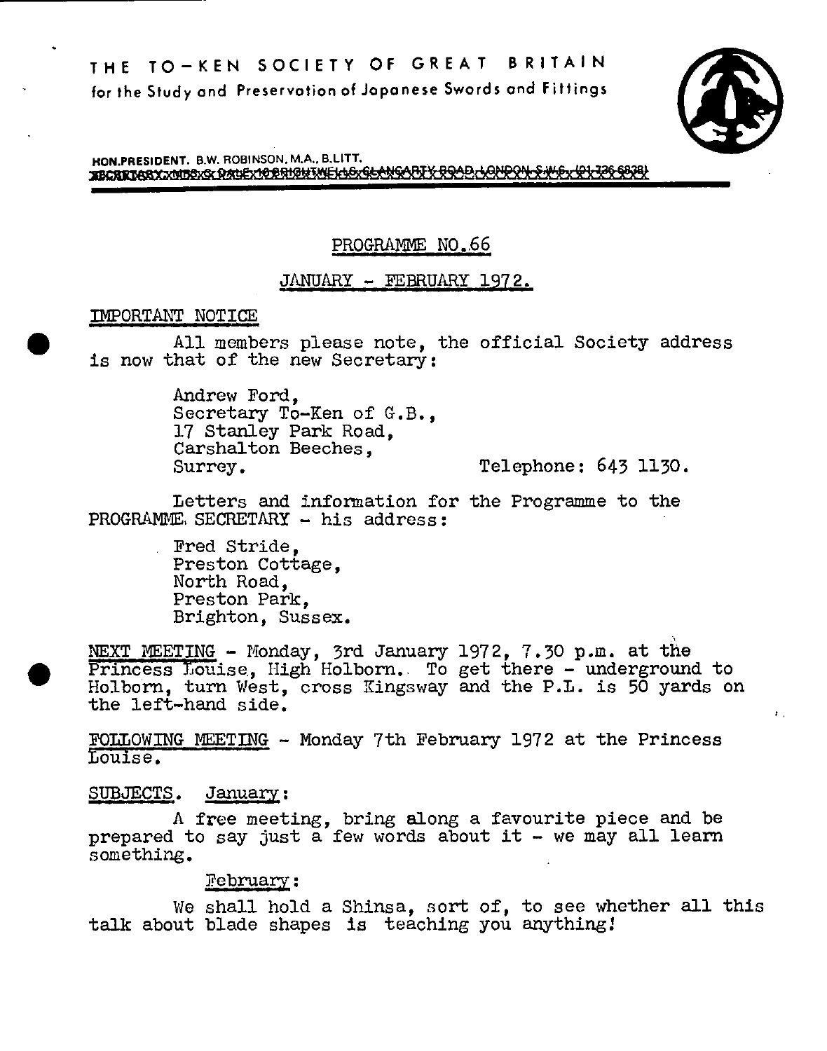# THE TO-KEN SOCIETY OF GREAT BRITAIN

for the Study and Preservation of Japanese Swords and Fittings

HON.PRESIDENT. B.W. ROBINSON, M.A., B.LITT.

~~SECRETARY: MRS. S. DALE, 10 BRIGHTWELLS, GLANGARTY ROAD, LONDON, S.W.6. (01-736 6828)~~

## PROGRAMME NO.66

### JANUARY - FEBRUARY 1972.

IMPORTANT NOTICE

All members please note, the official Society address is now that of the new Secretary:

Andrew Ford,
Secretary To-Ken of G.B.,
17 Stanley Park Road,
Carshalton Beeches,
Surrey. Telephone: 643 1130.

Letters and information for the Programme to the PROGRAMME SECRETARY - his address:

Fred Stride,
Preston Cottage,
North Road,
Preston Park,
Brighton, Sussex.

NEXT MEETING - Monday, 3rd January 1972, 7.30 p.m. at the Princess Louise, High Holborn. To get there - underground to Holborn, turn West, cross Kingsway and the P.L. is 50 yards on the left-hand side.

FOLLOWING MEETING - Monday 7th February 1972 at the Princess Louise.

SUBJECTS. January:

A free meeting, bring along a favourite piece and be prepared to say just a few words about it - we may all learn something.

February:

We shall hold a Shinsa, sort of, to see whether all this talk about blade shapes is teaching you anything!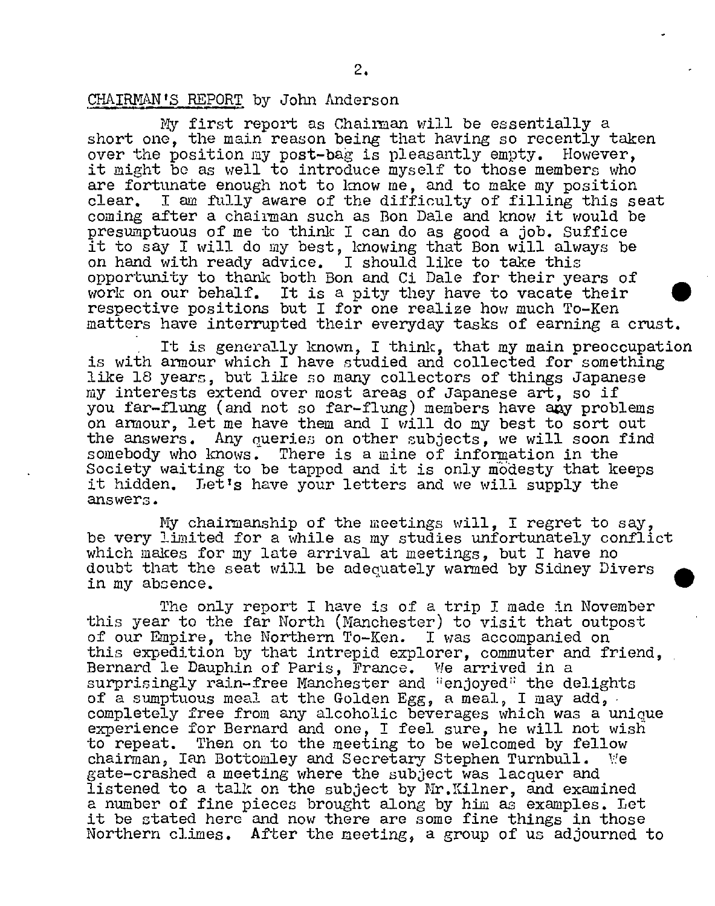## CHAIRMAN'S REPORT by John Anderson

My first report as Chairman will be essentially a short one, the main reason being that having so recently taken over the position my post-bag is pleasantly empty. However, it might be as well to introduce myself to those members who are fortunate enough not to know me, and to make my position clear. I am fully aware of the difficulty of filling this seat coming after a chairman such as Bon Dale and know it would be presumptuous of me to think I can do as good a job. Suffice it to say I will do my best, knowing that Bon will always be on hand with ready advice. I should like to take this opportunity to thank both Bon and Ci Dale for their years of work on our behalf. It is a pity they have to vacate their respective positions but I for one realize how much To-Ken matters have interrupted their everyday tasks of earning a crust.

It is generally known, I think, that my main preoccupation is with armour which I have studied and collected for something like 18 years, but like so many collectors of things Japanese my interests extend over most areas of Japanese art, so if you far-flung (and not so far-flung) members have any problems on armour, let me have them and I will do my best to sort out the answers. Any queries on other subjects, we will soon find somebody who knows. There is a mine of information in the Society waiting to be tapped and it is only modesty that keeps it hidden. Let's have your letters and we will supply the answers.

My chairmanship of the meetings will, I regret to say, be very limited for a while as my studies unfortunately conflict which makes for my late arrival at meetings, but I have no doubt that the seat will be adequately warmed by Sidney Divers in my absence.

The only report I have is of a trip I made in November this year to the far North (Manchester) to visit that outpost of our Empire, the Northern To-Ken. I was accompanied on this expedition by that intrepid explorer, commuter and friend, Bernard le Dauphin of Paris, France. We arrived in a surprisingly rain-free Manchester and "enjoyed" the delights of a sumptuous meal at the Golden Egg, a meal, I may add, completely free from any alcoholic beverages which was a unique experience for Bernard and one, I feel sure, he will not wish to repeat. Then on to the meeting to be welcomed by fellow chairman, Ian Bottomley and Secretary Stephen Turnbull. We gate-crashed a meeting where the subject was lacquer and listened to a talk on the subject by Mr.Kilner, and examined a number of fine pieces brought along by him as examples. Let it be stated here and now there are some fine things in those Northern climes. After the meeting, a group of us adjourned to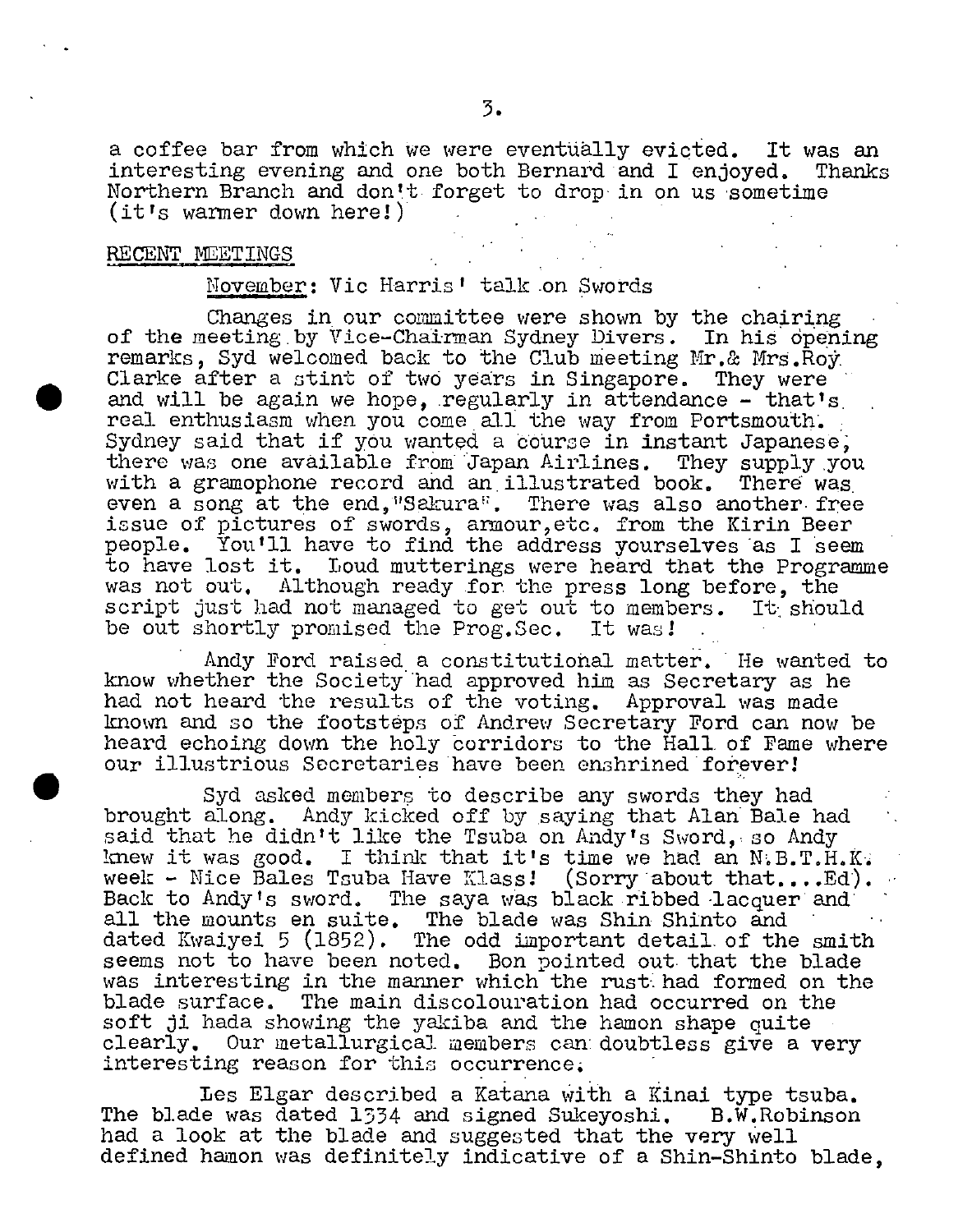a coffee bar from which we were eventually evicted. It was an interesting evening and one both Bernard and I enjoyed. Thanks Northern Branch and don't forget to drop in on us sometime (it's warmer down here!)

## RECENT MEETINGS

### November: Vic Harris' talk on Swords

Changes in our committee were shown by the chairing of the meeting by Vice-Chairman Sydney Divers. In his opening remarks, Syd welcomed back to the Club meeting Mr.& Mrs.Roy Clarke after a stint of two years in Singapore. They were and will be again we hope, regularly in attendance - that's real enthusiasm when you come all the way from Portsmouth. Sydney said that if you wanted a course in instant Japanese, there was one available from Japan Airlines. They supply you with a gramophone record and an illustrated book. There was even a song at the end,"Sakura". There was also another free issue of pictures of swords, armour,etc. from the Kirin Beer people. You'll have to find the address yourselves as I seem to have lost it. Loud mutterings were heard that the Programme was not out. Although ready for the press long before, the script just had not managed to get out to members. It should be out shortly promised the Prog.Sec. It was!

Andy Ford raised a constitutional matter. He wanted to know whether the Society had approved him as Secretary as he had not heard the results of the voting. Approval was made known and so the footsteps of Andrew Secretary Ford can now be heard echoing down the holy corridors to the Hall of Fame where our illustrious Secretaries have been enshrined forever!

Syd asked members to describe any swords they had brought along. Andy kicked off by saying that Alan Bale had said that he didn't like the Tsuba on Andy's Sword, so Andy knew it was good. I think that it's time we had an N.B.T.H.K. week - Nice Bales Tsuba Have Klass! (Sorry about that....Ed). Back to Andy's sword. The saya was black ribbed lacquer and all the mounts en suite. The blade was Shin Shinto and dated Kwaiyei 5 (1852). The odd important detail of the smith seems not to have been noted. Bon pointed out that the blade was interesting in the manner which the rust had formed on the blade surface. The main discolouration had occurred on the soft ji hada showing the yakiba and the hamon shape quite clearly. Our metallurgical members can doubtless give a very interesting reason for this occurrence.

Les Elgar described a Katana with a Kinai type tsuba. The blade was dated 1334 and signed Sukeyoshi. B.W.Robinson had a look at the blade and suggested that the very well defined hamon was definitely indicative of a Shin-Shinto blade,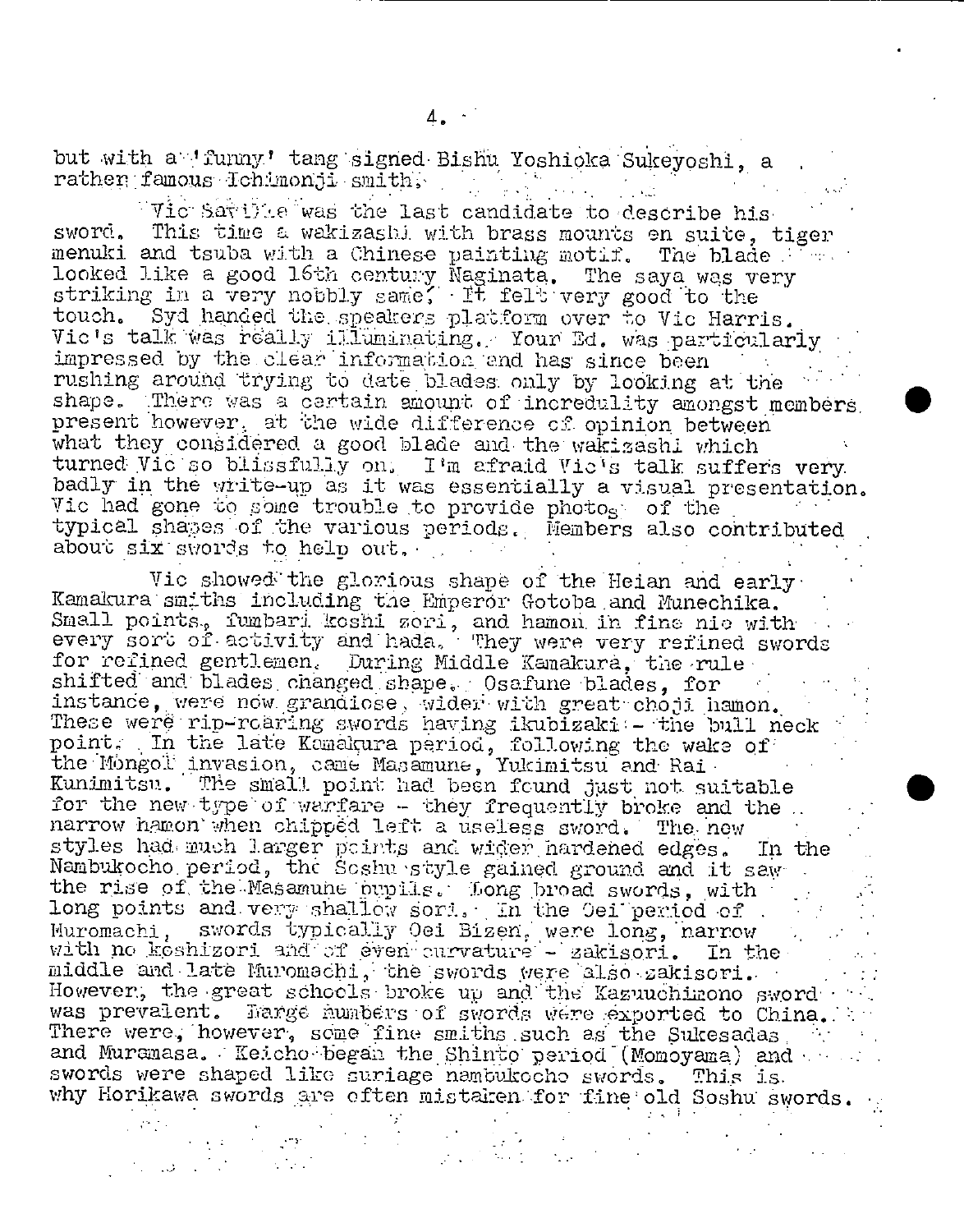but with a 'funny' tang signed Bishu Yoshioka Sukeyoshi, a rather famous Ichimonji smith.

Vic Saville was the last candidate to describe his sword. This time a wakizashi with brass mounts en suite, tiger menuki and tsuba with a Chinese painting motif. The blade looked like a good 16th century Naginata. The saya was very striking in a very nobbly same. It felt very good to the touch. Syd handed the speakers platform over to Vic Harris. Vic's talk was really illuminating. Your Ed. was particularly impressed by the clear information and has since been rushing around trying to date blades only by looking at the shape. There was a certain amount of incredulity amongst members present however, at the wide difference of opinion between what they considered a good blade and the wakizashi which turned Vic so blissfully on. I'm afraid Vic's talk suffers very badly in the write-up as it was essentially a visual presentation. Vic had gone to some trouble to provide photos of the typical shapes of the various periods. Members also contributed about six swords to help out.

Vic showed the glorious shape of the Heian and early Kamakura smiths including the Emperor Gotoba and Munechika. Small points, fumbari koshi zori, and hamon in fine nie with every sort of activity and hada. They were very refined swords for refined gentlemen. During Middle Kamakura, the rule shifted and blades changed shape. Osafune blades, for instance, were now grandiose, wider with great choji hamon. These were rip-roaring swords having ikubizaki - the bull neck point. In the late Kamakura period, following the wake of the Mongol invasion, came Masamune, Yukimitsu and Rai Kunimitsu. The small point had been found just not suitable for the new type of warfare - they frequently broke and the narrow hamon when chipped left a useless sword. The new styles had much larger points and wider hardened edges. In the Nambukocho period, the Soshu style gained ground and it saw the rise of the Masamune pupils. Long broad swords, with long points and very shallow sori. In the Oei period of Muromachi, swords typically Oei Bizen, were long, narrow with no koshizori and of even curvature - sakisori. In the middle and late Muromachi, the swords were also sakisori. However, the great schools broke up and the Kazuuchimono sword was prevalent. Large numbers of swords were exported to China. There were, however, some fine smiths such as the Sukesadas and Muramasa. Keicho began the Shinto period (Momoyama) and swords were shaped like suriage nambukocho swords. This is why Horikawa swords are often mistaken for fine old Soshu swords.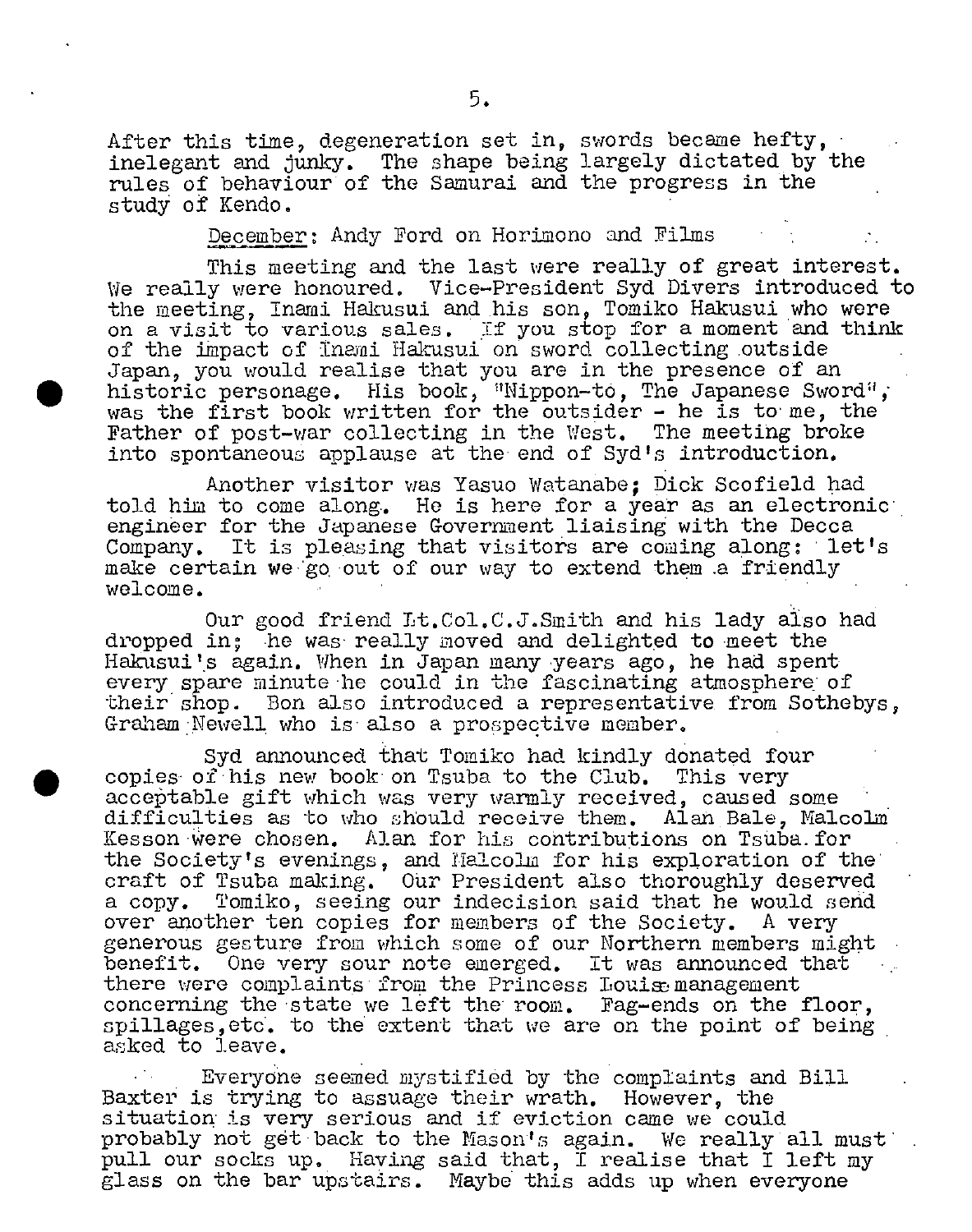After this time, degeneration set in, swords became hefty, inelegant and junky. The shape being largely dictated by the rules of behaviour of the Samurai and the progress in the study of Kendo.

<u>December</u>: Andy Ford on Horimono and Films

This meeting and the last were really of great interest. We really were honoured. Vice-President Syd Divers introduced to the meeting, Inami Hakusui and his son, Tomiko Hakusui who were on a visit to various sales. If you stop for a moment and think of the impact of Inami Hakusui on sword collecting outside Japan, you would realise that you are in the presence of an historic personage. His book, "Nippon-to, The Japanese Sword", was the first book written for the outsider - he is to me, the Father of post-war collecting in the West. The meeting broke into spontaneous applause at the end of Syd's introduction.

Another visitor was Yasuo Watanabe; Dick Scofield had told him to come along. He is here for a year as an electronic engineer for the Japanese Government liaising with the Decca Company. It is pleasing that visitors are coming along: let's make certain we go out of our way to extend them a friendly welcome.

Our good friend Lt.Col.C.J.Smith and his lady also had dropped in; he was really moved and delighted to meet the Hakusui's again. When in Japan many years ago, he had spent every spare minute he could in the fascinating atmosphere of their shop. Bon also introduced a representative from Sothebys, Graham Newell who is also a prospective member.

Syd announced that Tomiko had kindly donated four copies of his new book on Tsuba to the Club. This very acceptable gift which was very warmly received, caused some difficulties as to who should receive them. Alan Bale, Malcolm Kesson were chosen. Alan for his contributions on Tsuba for the Society's evenings, and Malcolm for his exploration of the craft of Tsuba making. Our President also thoroughly deserved a copy. Tomiko, seeing our indecision said that he would send over another ten copies for members of the Society. A very generous gesture from which some of our Northern members might benefit. One very sour note emerged. It was announced that there were complaints from the Princess Louise management concerning the state we left the room. Fag-ends on the floor, spillages, etc. to the extent that we are on the point of being asked to leave.

Everyone seemed mystified by the complaints and Bill Baxter is trying to assuage their wrath. However, the situation is very serious and if eviction came we could probably not get back to the Mason's again. We really all must pull our socks up. Having said that, I realise that I left my glass on the bar upstairs. Maybe this adds up when everyone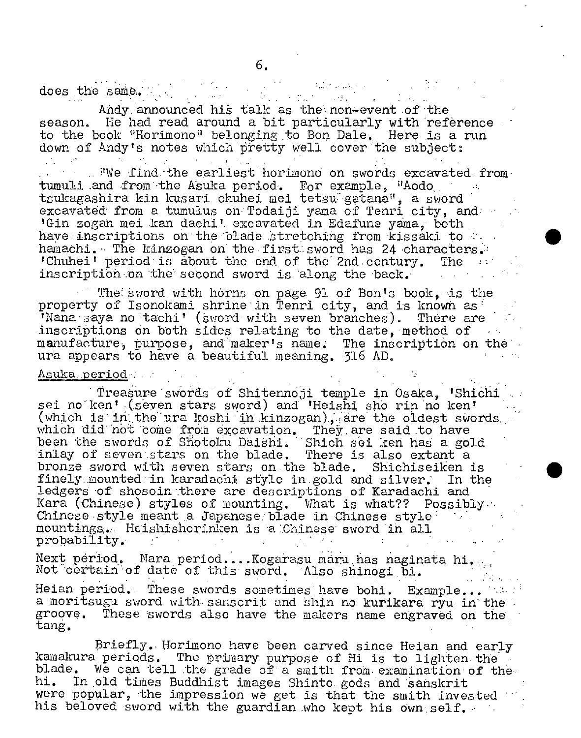does the same.

Andy announced his talk as the non-event of the season. He had read around a bit particularly with reference to the book "Horimono" belonging to Bon Dale. Here is a run down of Andy's notes which pretty well cover the subject:

"We find the earliest horimono on swords excavated from tumuli and from the Asuka period. For example, "Aodo tsukagashira kin kusari chuhei mei tetsu gatana", a sword excavated from a tumulus on Todaiji yama of Tenri city, and 'Gin zogan mei kan dachi' excavated in Edafune yama, both have inscriptions on the blade stretching from kissaki to hamachi. The kinzogan on the first sword has 24 characters. 'Chuhei' period is about the end of the 2nd century. The inscription on the second sword is along the back.

The sword with horns on page 91 of Bon's book, is the property of Isonokami shrine in Tenri city, and is known as 'Nana saya no tachi' (sword with seven branches). There are inscriptions on both sides relating to the date, method of manufacture, purpose, and maker's name. The inscription on the ura appears to have a beautiful meaning. 316 AD.

Asuka period

Treasure swords of Shitennoji temple in Osaka, 'Shichi sei no ken' (seven stars sword) and 'Heishi sho rin no ken' (which is in the ura koshi in kinzogan), are the oldest swords which did not come from excavation. They are said to have been the swords of Shotoku Daishi. Shich sei ken has a gold inlay of seven stars on the blade. There is also extant a bronze sword with seven stars on the blade. Shichiseiken is finely mounted in karadachi style in gold and silver. In the ledgers of shosoin there are descriptions of Karadachi and Kara (Chinese) styles of mounting. What is what?? Possibly Chinese style meant a Japanese blade in Chinese style mountings. Heishishorinken is a Chinese sword in all probability.

Next period. Nara period....Kogarasu maru has naginata hi. Not certain of date of this sword. Also shinogi bi.

Heian period. These swords sometimes have bohi. Example... a moritsugu sword with sanscrit and shin no kurikara ryu in the groove. These swords also have the makers name engraved on the tang.

Briefly. Horimono have been carved since Heian and early kamakura periods. The primary purpose of Hi is to lighten the blade. We can tell the grade of a smith from examination of the hi. In old times Buddhist images Shinto gods and sanskrit were popular, the impression we get is that the smith invested his beloved sword with the guardian who kept his own self.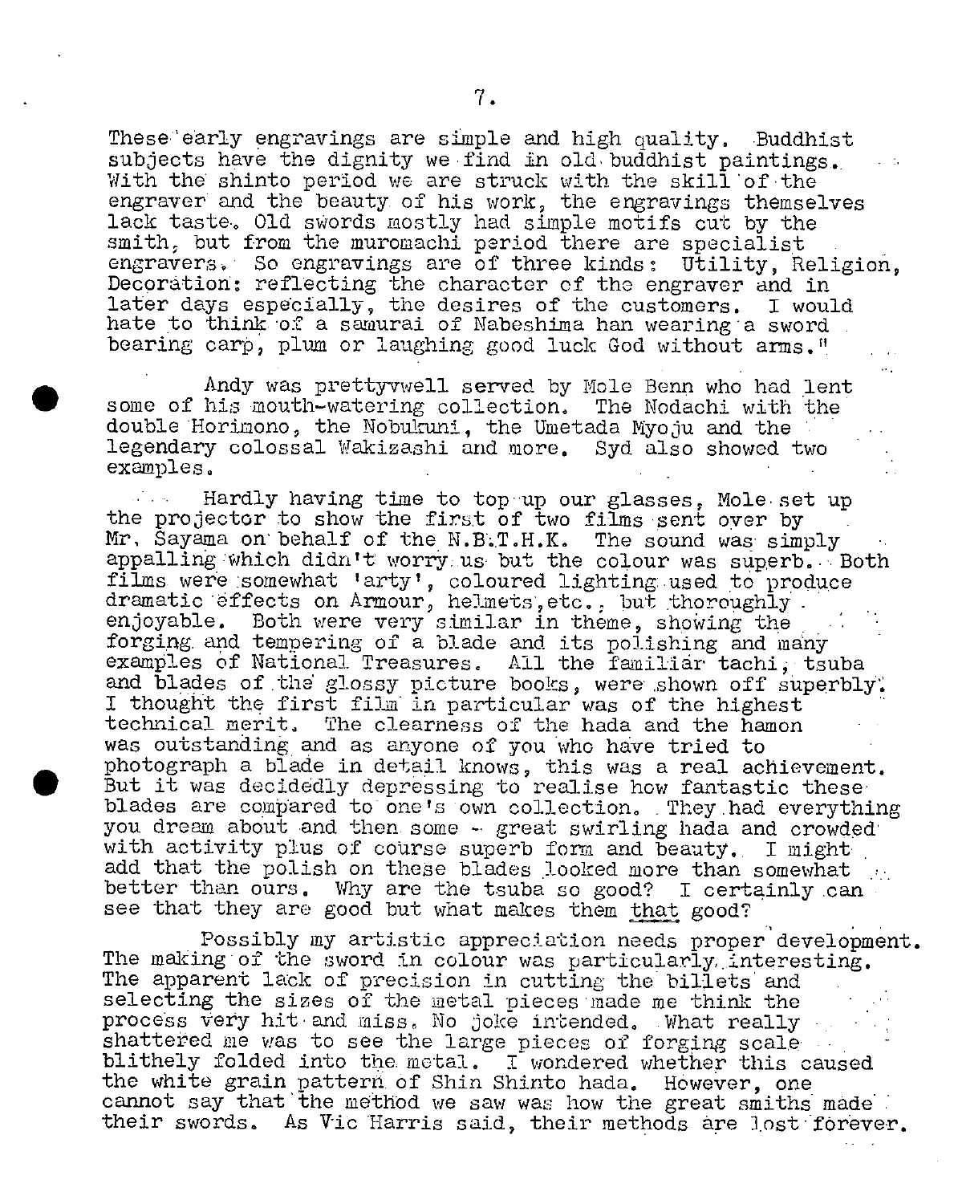These early engravings are simple and high quality. Buddhist subjects have the dignity we find in old buddhist paintings. With the shinto period we are struck with the skill of the engraver and the beauty of his work, the engravings themselves lack taste. Old swords mostly had simple motifs cut by the smith, but from the muromachi period there are specialist engravers. So engravings are of three kinds: Utility, Religion, Decoration: reflecting the character of the engraver and in later days especially, the desires of the customers. I would hate to think of a samurai of Nabeshima han wearing a sword bearing carp, plum or laughing good luck God without arms."

Andy was prettyvwell served by Mole Benn who had lent some of his mouth-watering collection. The Nodachi with the double Horimono, the Nobukuni, the Umetada Myoju and the legendary colossal Wakizashi and more. Syd also showed two examples.

Hardly having time to top up our glasses, Mole set up the projector to show the first of two films sent over by Mr. Sayama on behalf of the N.B.T.H.K. The sound was simply appalling which didn't worry us but the colour was superb. Both films were somewhat 'arty', coloured lighting used to produce dramatic effects on Armour, helmets, etc., but thoroughly enjoyable. Both were very similar in theme, showing the forging and tempering of a blade and its polishing and many examples of National Treasures. All the familiar tachi, tsuba and blades of the glossy picture books, were shown off superbly. I thought the first film in particular was of the highest technical merit. The clearness of the hada and the hamon was outstanding and as anyone of you who have tried to photograph a blade in detail knows, this was a real achievement. But it was decidedly depressing to realise how fantastic these blades are compared to one's own collection. They had everything you dream about and then some - great swirling hada and crowded with activity plus of course superb form and beauty. I might add that the polish on these blades looked more than somewhat better than ours. Why are the tsuba so good? I certainly can see that they are good but what makes them <u>that</u> good?

Possibly my artistic appreciation needs proper development. The making of the sword in colour was particularly interesting. The apparent lack of precision in cutting the billets and selecting the sizes of the metal pieces made me think the process very hit and miss. No joke intended. What really shattered me was to see the large pieces of forging scale blithely folded into the metal. I wondered whether this caused the white grain pattern of Shin Shinto hada. However, one cannot say that the method we saw was how the great smiths made their swords. As Vic Harris said, their methods are lost forever.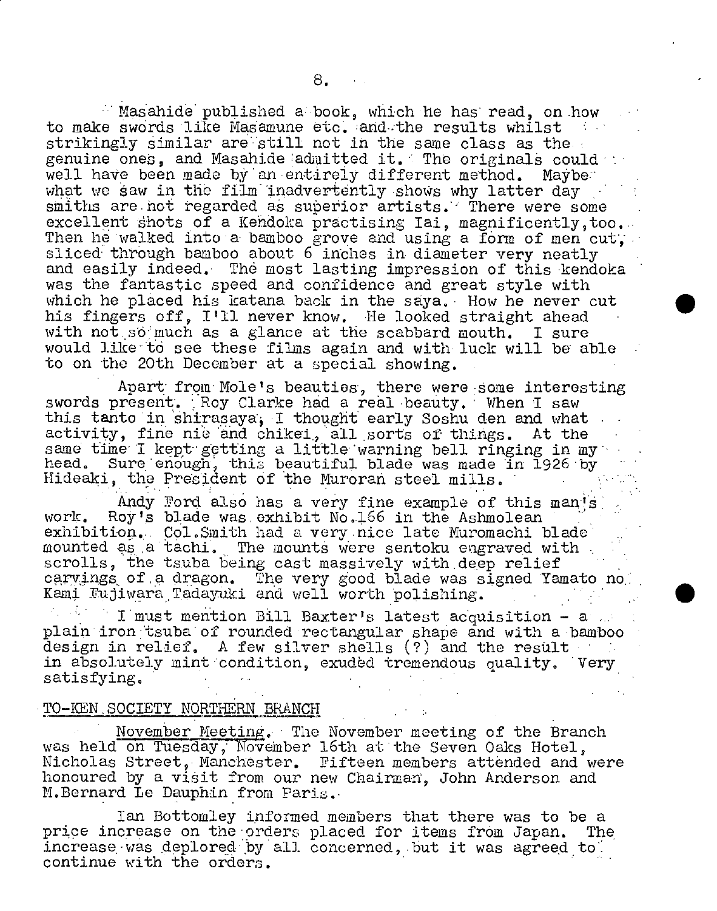Masahide published a book, which he has read, on how to make swords like Masamune etc. and the results whilst strikingly similar are still not in the same class as the genuine ones, and Masahide admitted it. The originals could well have been made by an entirely different method. Maybe what we saw in the film inadvertently shows why latter day smiths are not regarded as superior artists. There were some excellent shots of a Kendoka practising Iai, magnificently, too. Then he walked into a bamboo grove and using a form of men cut, sliced through bamboo about 6 inches in diameter very neatly and easily indeed. The most lasting impression of this kendoka was the fantastic speed and confidence and great style with which he placed his katana back in the saya. How he never cut his fingers off, I'll never know. He looked straight ahead with not so much as a glance at the scabbard mouth. I sure would like to see these films again and with luck will be able to on the 20th December at a special showing.

Apart from Mole's beauties, there were some interesting swords present. Roy Clarke had a real beauty. When I saw this tanto in shirasaya, I thought early Soshu den and what activity, fine nie and chikei, all sorts of things. At the same time I kept getting a little warning bell ringing in my head. Sure enough, this beautiful blade was made in 1926 by Hideaki, the President of the Muroran steel mills.

Andy Ford also has a very fine example of this man's work. Roy's blade was exhibit No.166 in the Ashmolean exhibition. Col.Smith had a very nice late Muromachi blade mounted as a tachi. The mounts were sentoku engraved with scrolls, the tsuba being cast massively with deep relief carvings of a dragon. The very good blade was signed Yamato no Kami Fujiwara Tadayuki and well worth polishing.

I must mention Bill Baxter's latest acquisition - a plain iron tsuba of rounded rectangular shape and with a bamboo design in relief. A few silver shells (?) and the result in absolutely mint condition, exuded tremendous quality. Very satisfying.

## TO-KEN SOCIETY NORTHERN BRANCH

November Meeting. The November meeting of the Branch was held on Tuesday, November 16th at the Seven Oaks Hotel, Nicholas Street, Manchester. Fifteen members attended and were honoured by a visit from our new Chairman, John Anderson and M.Bernard Le Dauphin from Paris.

Ian Bottomley informed members that there was to be a price increase on the orders placed for items from Japan. The increase was deplored by all concerned, but it was agreed to continue with the orders.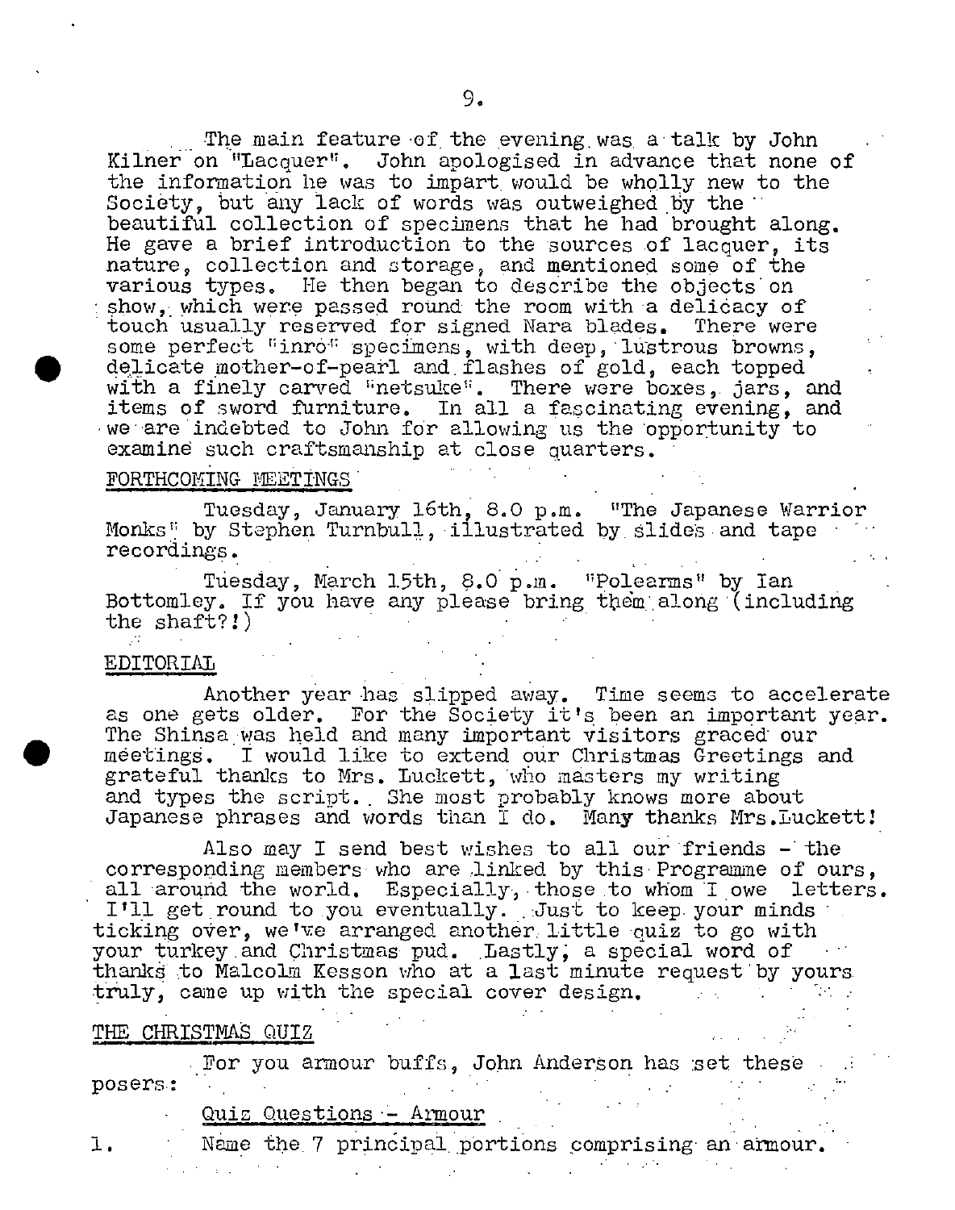The main feature of the evening was a talk by John Kilner on "Lacquer". John apologised in advance that none of the information he was to impart would be wholly new to the Society, but any lack of words was outweighed by the beautiful collection of specimens that he had brought along. He gave a brief introduction to the sources of lacquer, its nature, collection and storage, and mentioned some of the various types. He then began to describe the objects on show, which were passed round the room with a delicacy of touch usually reserved for signed Nara blades. There were some perfect "inro" specimens, with deep, lustrous browns, delicate mother-of-pearl and flashes of gold, each topped with a finely carved "netsuke". There were boxes, jars, and items of sword furniture. In all a fascinating evening, and we are indebted to John for allowing us the opportunity to examine such craftsmanship at close quarters.

## FORTHCOMING MEETINGS

Tuesday, January 16th, 8.0 p.m. "The Japanese Warrior Monks" by Stephen Turnbull, illustrated by slides and tape recordings.

Tuesday, March 15th, 8.0 p.m. "Polearms" by Ian Bottomley. If you have any please bring them along (including the shaft?!)

## EDITORIAL

Another year has slipped away. Time seems to accelerate as one gets older. For the Society it's been an important year. The Shinsa was held and many important visitors graced our meetings. I would like to extend our Christmas Greetings and grateful thanks to Mrs. Luckett, who masters my writing and types the script. She most probably knows more about Japanese phrases and words than I do. Many thanks Mrs.Luckett!

Also may I send best wishes to all our friends - the corresponding members who are linked by this Programme of ours, all around the world. Especially, those to whom I owe letters. I'll get round to you eventually. Just to keep your minds ticking over, we've arranged another little quiz to go with your turkey and Christmas pud. Lastly, a special word of thanks to Malcolm Kesson who at a last minute request by yours truly, came up with the special cover design.

## THE CHRISTMAS QUIZ

For you armour buffs, John Anderson has set these posers:

Quiz Questions - Armour

1. Name the 7 principal portions comprising an armour.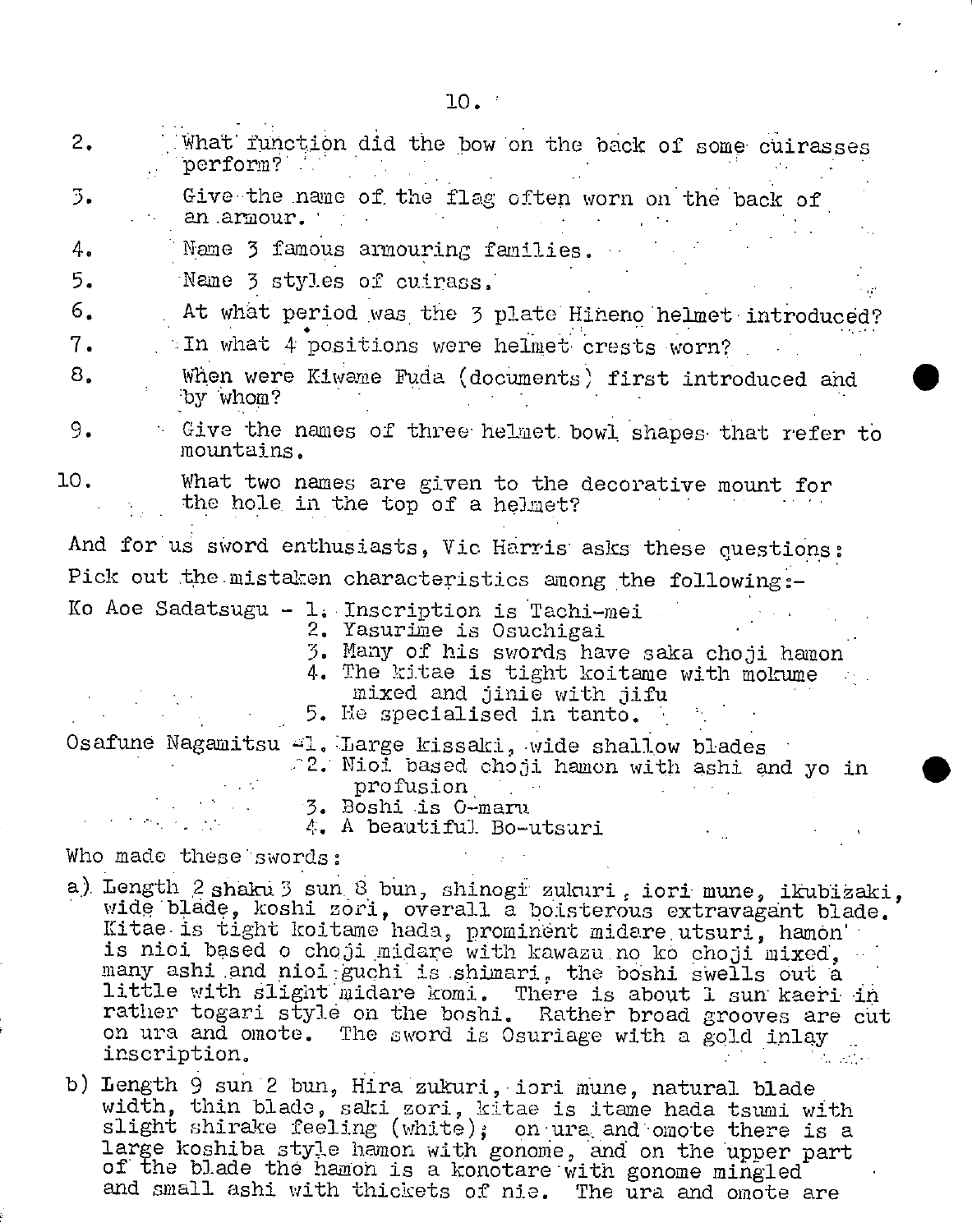2. What function did the bow on the back of some cuirasses perform?

3. Give the name of the flag often worn on the back of an armour.

4. Name 3 famous armouring families.

5. Name 3 styles of cuirass.

6. At what period was the 3 plate Hineno helmet introduced?

7. In what 4 positions were helmet crests worn?

8. When were Kiwame Fuda (documents) first introduced and by whom?

9. Give the names of three helmet bowl shapes that refer to mountains.

10. What two names are given to the decorative mount for the hole in the top of a helmet?

And for us sword enthusiasts, Vic Harris asks these questions:

Pick out the mistaken characteristics among the following:-

Ko Aoe Sadatsugu -
1. Inscription is Tachi-mei
2. Yasurime is Osuchigai
3. Many of his swords have saka choji hamon
4. The kitae is tight koitame with mokume mixed and jinie with jifu
5. He specialised in tanto.

Osafune Nagamitsu -
1. Large kissaki, wide shallow blades
2. Nioi based choji hamon with ashi and yo in profusion
3. Boshi is O-maru
4. A beautiful Bo-utsuri

Who made these swords:

a) Length 2 shaku 3 sun 8 bun, shinogi zukuri, iori mune, ikubizaki, wide blade, koshi zori, overall a boisterous extravagant blade. Kitae is tight koitame hada, prominent midare utsuri, hamon is nioi based o choji midare with kawazu no ko choji mixed, many ashi and nioi guchi is shimari, the boshi swells out a little with slight midare komi. There is about 1 sun kaeri in rather togari style on the boshi. Rather broad grooves are cut on ura and omote. The sword is Osuriage with a gold inlay inscription.

b) Length 9 sun 2 bun, Hira zukuri, iori mune, natural blade width, thin blade, saki zori, kitae is itame hada tsumi with slight shirake feeling (white); on ura and omote there is a large koshiba style hamon with gonome, and on the upper part of the blade the hamon is a konotare with gonome mingled and small ashi with thickets of nie. The ura and omote are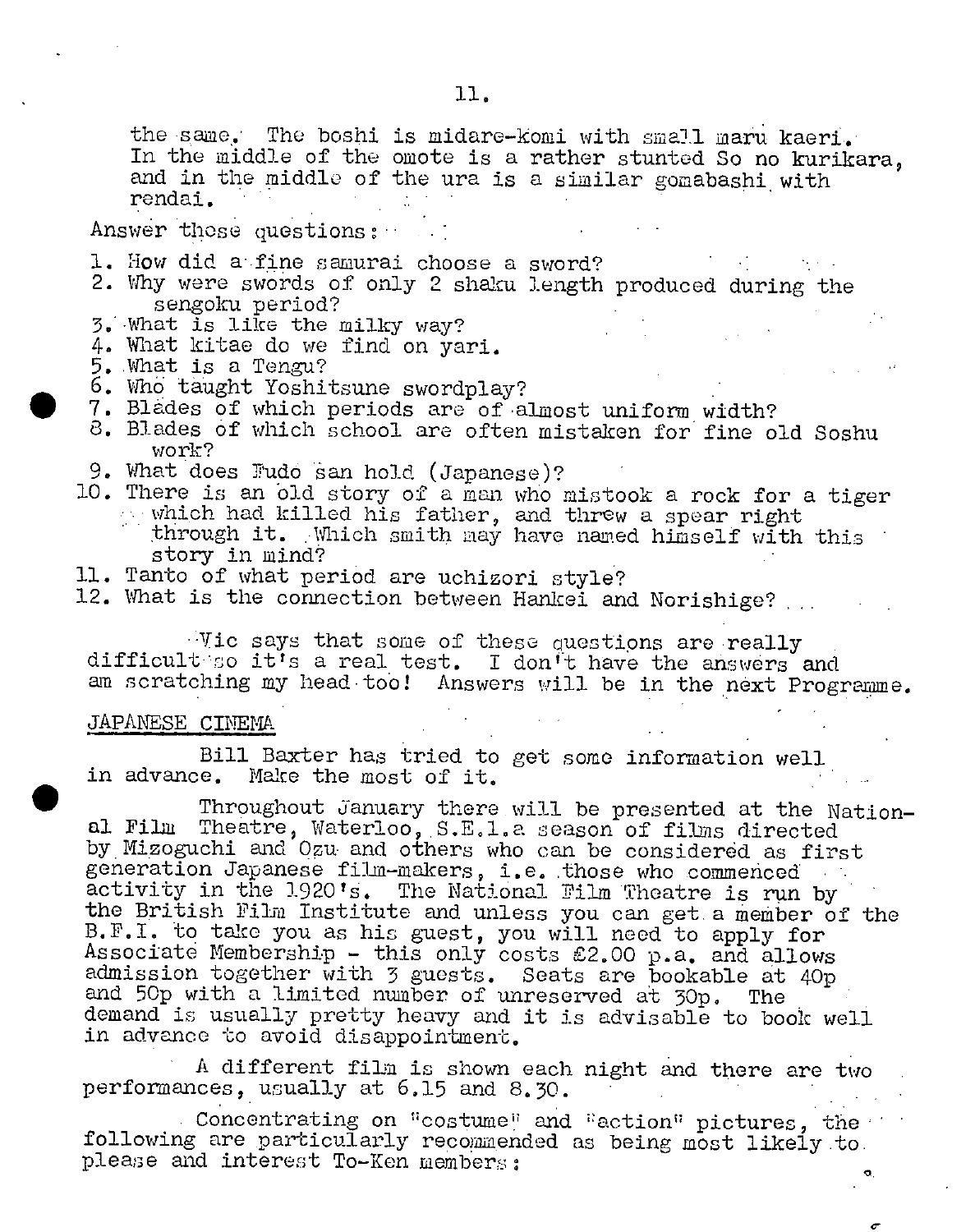the same. The boshi is midare-komi with small maru kaeri. In the middle of the omote is a rather stunted So no kurikara, and in the middle of the ura is a similar gomabashi with rendai.

Answer these questions:

1. How did a fine samurai choose a sword?
2. Why were swords of only 2 shaku length produced during the sengoku period?
3. What is like the milky way?
4. What kitae do we find on yari.
5. What is a Tengu?
6. Who taught Yoshitsune swordplay?
7. Blades of which periods are of almost uniform width?
8. Blades of which school are often mistaken for fine old Soshu work?
9. What does Fudo san hold (Japanese)?
10. There is an old story of a man who mistook a rock for a tiger which had killed his father, and threw a spear right through it. Which smith may have named himself with this story in mind?
11. Tanto of what period are uchizori style?
12. What is the connection between Hankei and Norishige?

Vic says that some of these questions are really difficult so it's a real test. I don't have the answers and am scratching my head too! Answers will be in the next Programme.

## JAPANESE CINEMA

Bill Baxter has tried to get some information well in advance. Make the most of it.

Throughout January there will be presented at the National Film Theatre, Waterloo, S.E.1. a season of films directed by Mizoguchi and Ozu and others who can be considered as first generation Japanese film-makers, i.e. those who commenced activity in the 1920's. The National Film Theatre is run by the British Film Institute and unless you can get a member of the B.F.I. to take you as his guest, you will need to apply for Associate Membership - this only costs £2.00 p.a. and allows admission together with 3 guests. Seats are bookable at 40p and 50p with a limited number of unreserved at 30p. The demand is usually pretty heavy and it is advisable to book well in advance to avoid disappointment.

A different film is shown each night and there are two performances, usually at 6.15 and 8.30.

Concentrating on "costume" and "action" pictures, the following are particularly recommended as being most likely to please and interest To-Ken members: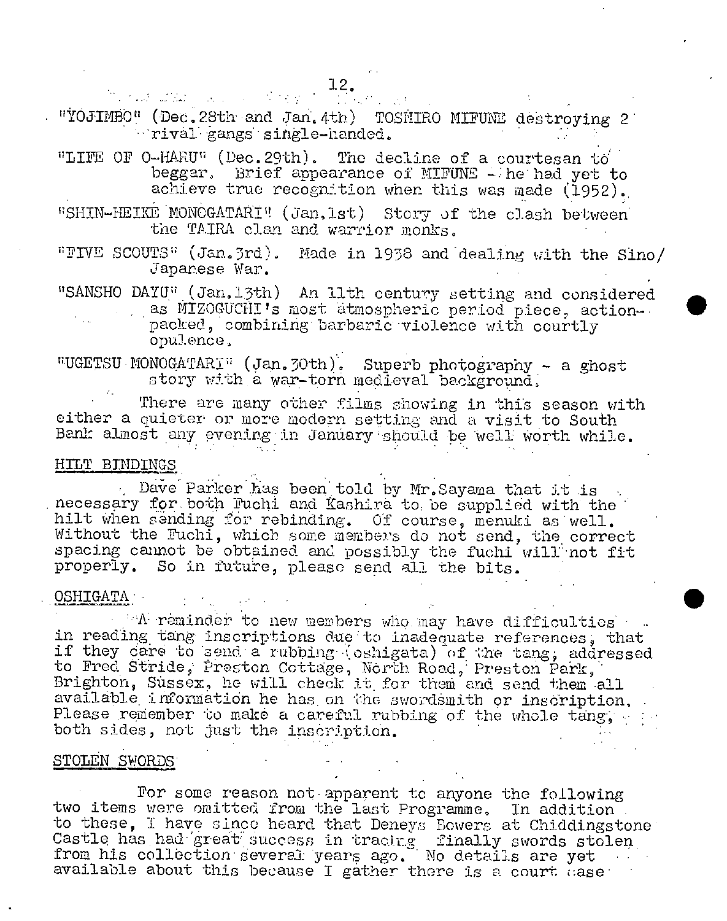"YOJIMBO" (Dec.28th and Jan.4th) TOSHIRO MIFUNE destroying 2 rival gangs single-handed.

"LIFE OF O-HARU" (Dec.29th). The decline of a courtesan to beggar. Brief appearance of MIFUNE - he had yet to achieve true recognition when this was made (1952).

"SHIN-HEIKE MONOGATARI" (Jan.1st) Story of the clash between the TAIRA clan and warrior monks.

"FIVE SCOUTS" (Jan.3rd). Made in 1938 and dealing with the Sino/Japanese War.

"SANSHO DAYU" (Jan.13th) An 11th century setting and considered as MIZOGUCHI's most atmospheric period piece, action-packed, combining barbaric violence with courtly opulence.

"UGETSU MONOGATARI" (Jan.30th). Superb photography - a ghost story with a war-torn medieval background.

There are many other films showing in this season with either a quieter or more modern setting and a visit to South Bank almost any evening in January should be well worth while.

## HILT BINDINGS

Dave Parker has been told by Mr.Sayama that it is necessary for both Fuchi and Kashira to be supplied with the hilt when sending for rebinding. Of course, menuki as well. Without the Fuchi, which some members do not send, the correct spacing cannot be obtained and possibly the fuchi will not fit properly. So in future, please send all the bits.

## OSHIGATA

A reminder to new members who may have difficulties in reading tang inscriptions due to inadequate references, that if they care to send a rubbing (oshigata) of the tang, addressed to Fred Stride, Preston Cottage, North Road, Preston Park, Brighton, Sussex, he will check it for them and send them all available information he has on the swordsmith or inscription. Please remember to make a careful rubbing of the whole tang, both sides, not just the inscription.

## STOLEN SWORDS

For some reason not apparent to anyone the following two items were omitted from the last Programme. In addition to these, I have since heard that Deneys Bowers at Chiddingstone Castle has had great success in tracing finally swords stolen from his collection several years ago. No details are yet available about this because I gather there is a court case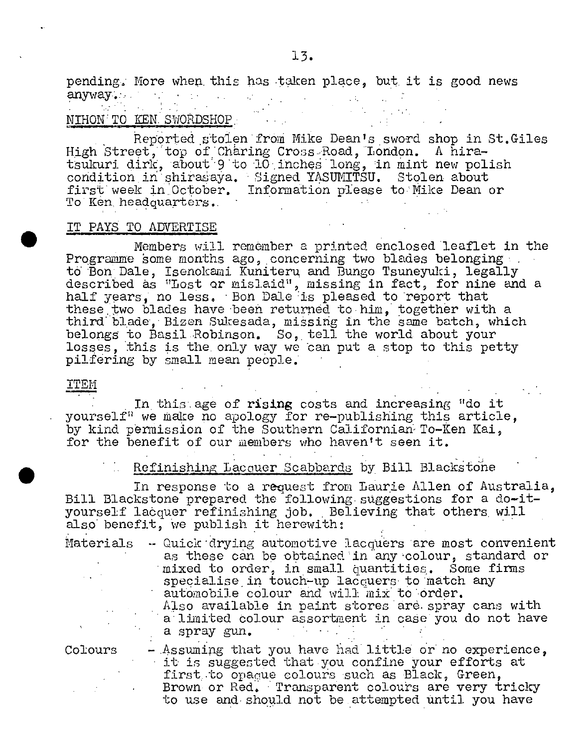pending. More when this has taken place, but it is good news anyway.

## NIHON TO KEN SWORDSHOP

Reported stolen from Mike Dean's sword shop in St.Giles High Street, top of Charing Cross Road, London. A hira-tsukuri dirk, about 9 to 10 inches long, in mint new polish condition in shirasaya. Signed YASUMITSU. Stolen about first week in October. Information please to Mike Dean or To Ken headquarters.

## IT PAYS TO ADVERTISE

Members will remember a printed enclosed leaflet in the Programme some months ago, concerning two blades belonging to Bon Dale, Isenokami Kuniteru and Bungo Tsuneyuki, legally described as "Lost or mislaid", missing in fact, for nine and a half years, no less. Bon Dale is pleased to report that these two blades have been returned to him, together with a third blade, Bizen Sukesada, missing in the same batch, which belongs to Basil Robinson. So, tell the world about your losses, this is the only way we can put a stop to this petty pilfering by small mean people.

## ITEM

In this age of rising costs and increasing "do it yourself" we make no apology for re-publishing this article, by kind permission of the Southern Californian To-Ken Kai, for the benefit of our members who haven't seen it.

### Refinishing Lacquer Scabbards by Bill Blackstone

In response to a request from Laurie Allen of Australia, Bill Blackstone prepared the following suggestions for a do-it-yourself lacquer refinishing job. Believing that others will also benefit, we publish it herewith:

Materials – Quick drying automotive lacquers are most convenient as these can be obtained in any colour, standard or mixed to order, in small quantities. Some firms specialise in touch-up lacquers to match any automobile colour and will mix to order. Also available in paint stores are spray cans with a limited colour assortment in case you do not have a spray gun.

Colours – Assuming that you have had little or no experience, it is suggested that you confine your efforts at first to opaque colours such as Black, Green, Brown or Red. Transparent colours are very tricky to use and should not be attempted until you have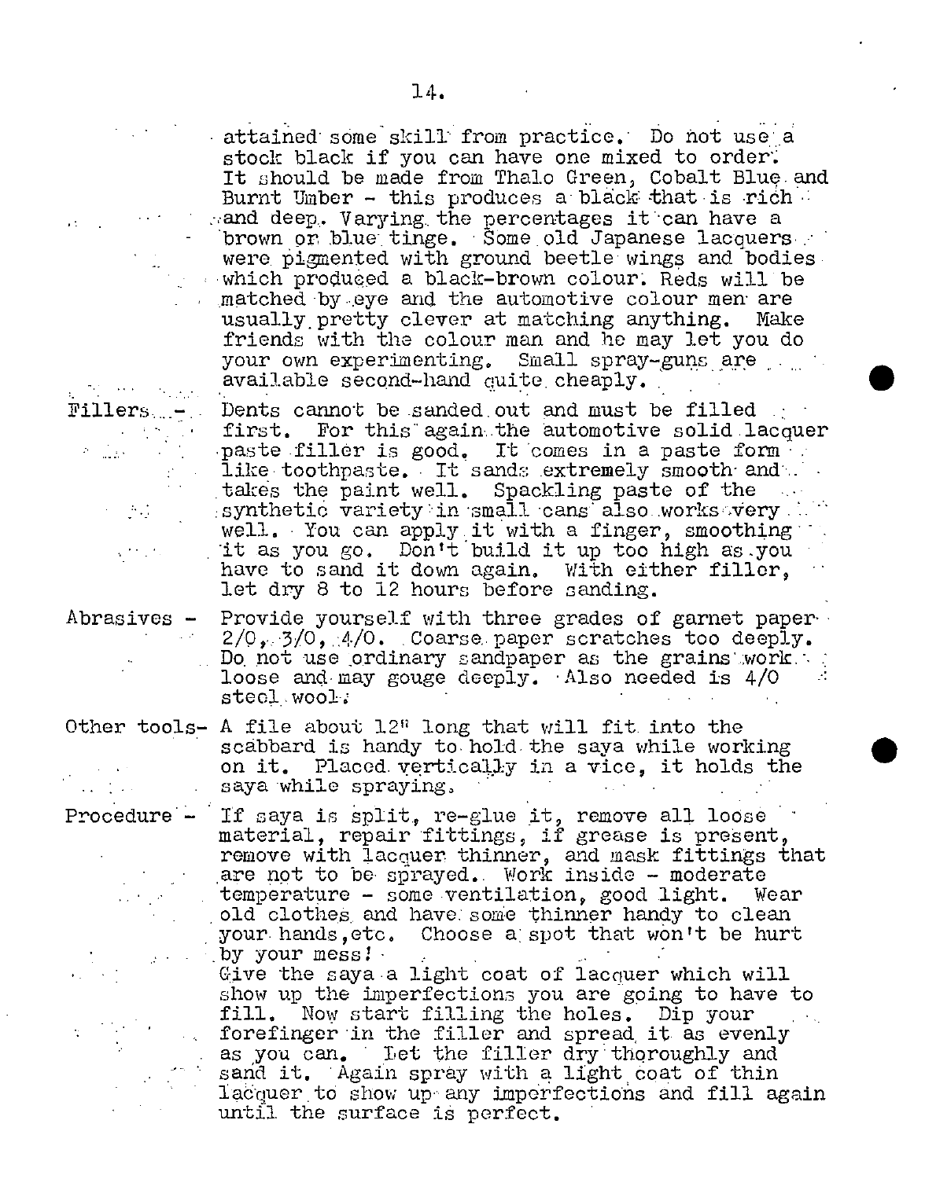attained some skill from practice. Do not use a stock black if you can have one mixed to order. It should be made from Thalo Green, Cobalt Blue and Burnt Umber - this produces a black that is rich and deep. Varying the percentages it can have a brown or blue tinge. Some old Japanese lacquers were pigmented with ground beetle wings and bodies which produced a black-brown colour. Reds will be matched by eye and the automotive colour men are usually pretty clever at matching anything. Make friends with the colour man and he may let you do your own experimenting. Small spray-guns are available second-hand quite cheaply.

**Fillers -** Dents cannot be sanded out and must be filled first. For this again the automotive solid lacquer paste filler is good. It comes in a paste form like toothpaste. It sands extremely smooth and takes the paint well. Spackling paste of the synthetic variety in small cans also works very well. You can apply it with a finger, smoothing it as you go. Don't build it up too high as you have to sand it down again. With either filler, let dry 8 to 12 hours before sanding.

**Abrasives -** Provide yourself with three grades of garnet paper 2/0, 3/0, 4/0. Coarse paper scratches too deeply. Do not use ordinary sandpaper as the grains work loose and may gouge deeply. Also needed is 4/0 steel wool.

**Other tools-** A file about 12" long that will fit into the scabbard is handy to hold the saya while working on it. Placed vertically in a vice, it holds the saya while spraying.

**Procedure -** If saya is split, re-glue it, remove all loose material, repair fittings, if grease is present, remove with lacquer thinner, and mask fittings that are not to be sprayed. Work inside - moderate temperature - some ventilation, good light. Wear old clothes and have some thinner handy to clean your hands,etc. Choose a spot that won't be hurt by your mess!

Give the saya a light coat of lacquer which will show up the imperfections you are going to have to fill. Now start filling the holes. Dip your forefinger in the filler and spread it as evenly as you can. Let the filler dry thoroughly and sand it. Again spray with a light coat of thin lacquer to show up any imperfections and fill again until the surface is perfect.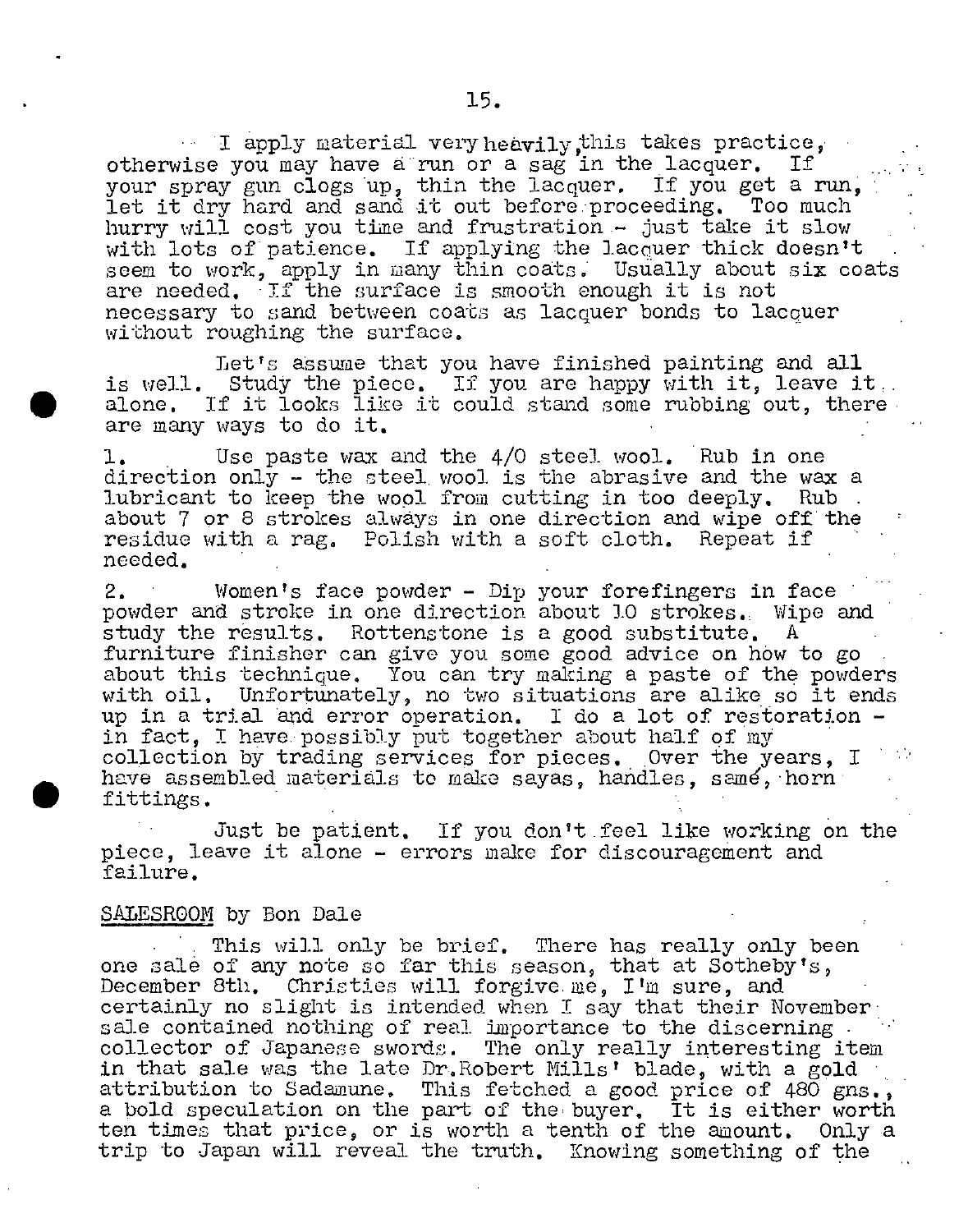I apply material very heavily, this takes practice, otherwise you may have a run or a sag in the lacquer. If your spray gun clogs up, thin the lacquer. If you get a run, let it dry hard and sand it out before proceeding. Too much hurry will cost you time and frustration - just take it slow with lots of patience. If applying the lacquer thick doesn't seem to work, apply in many thin coats. Usually about six coats are needed. If the surface is smooth enough it is not necessary to sand between coats as lacquer bonds to lacquer without roughing the surface.

Let's assume that you have finished painting and all is well. Study the piece. If you are happy with it, leave it alone. If it looks like it could stand some rubbing out, there are many ways to do it.

1. Use paste wax and the 4/0 steel wool. Rub in one direction only - the steel wool is the abrasive and the wax a lubricant to keep the wool from cutting in too deeply. Rub about 7 or 8 strokes always in one direction and wipe off the residue with a rag. Polish with a soft cloth. Repeat if needed.

2. Women's face powder - Dip your forefingers in face powder and stroke in one direction about 10 strokes. Wipe and study the results. Rottenstone is a good substitute. A furniture finisher can give you some good advice on how to go about this technique. You can try making a paste of the powders with oil. Unfortunately, no two situations are alike so it ends up in a trial and error operation. I do a lot of restoration - in fact, I have possibly put together about half of my collection by trading services for pieces. Over the years, I have assembled materials to make sayas, handles, samé, horn fittings.

Just be patient. If you don't feel like working on the piece, leave it alone - errors make for discouragement and failure.

SALESROOM by Bon Dale

This will only be brief. There has really only been one sale of any note so far this season, that at Sotheby's, December 8th. Christies will forgive me, I'm sure, and certainly no slight is intended when I say that their November sale contained nothing of real importance to the discerning collector of Japanese swords. The only really interesting item in that sale was the late Dr.Robert Mills' blade, with a gold attribution to Sadamune. This fetched a good price of 480 gns., a bold speculation on the part of the buyer. It is either worth ten times that price, or is worth a tenth of the amount. Only a trip to Japan will reveal the truth. Knowing something of the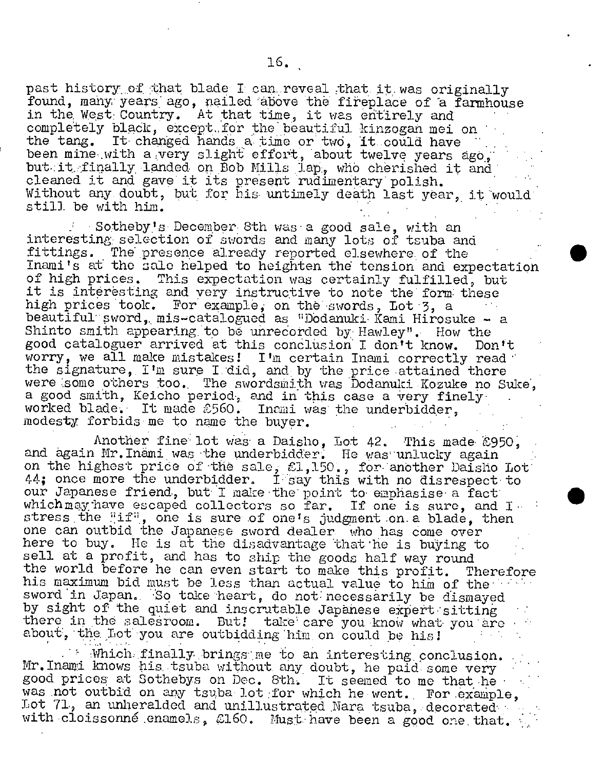past history of that blade I can reveal that it was originally found, many years ago, nailed above the fireplace of a farmhouse in the West Country. At that time, it was entirely and completely black, except for the beautiful kinzogan mei on the tang. It changed hands a time or two, it could have been mine with a very slight effort, about twelve years ago, but it finally landed on Bob Mills lap, who cherished it and cleaned it and gave it its present rudimentary polish. Without any doubt, but for his untimely death last year, it would still be with him.

Sotheby's December 8th was a good sale, with an interesting selection of swords and many lots of tsuba and fittings. The presence already reported elsewhere of the Inami's at the sale helped to heighten the tension and expectation of high prices. This expectation was certainly fulfilled, but it is interesting and very instructive to note the form these high prices took. For example, on the swords, Lot 3, a beautiful sword, mis-catalogued as "Dodanuki Kami Hirosuke - a Shinto smith appearing to be unrecorded by Hawley". How the good cataloguer arrived at this conclusion I don't know. Don't worry, we all make mistakes! I'm certain Inami correctly read the signature, I'm sure I did, and by the price attained there were some others too. The swordsmith was Dodanuki Kozuke no Suke, a good smith, Keicho period, and in this case a very finely worked blade. It made £560. Inami was the underbidder, modesty forbids me to name the buyer.

Another fine lot was a Daisho, Lot 42. This made £950, and again Mr. Inami was the underbidder. He was unlucky again on the highest price of the sale, £1,150., for another Daisho Lot 44; once more the underbidder. I say this with no disrespect to our Japanese friend, but I make the point to emphasise a fact which may have escaped collectors so far. If one is sure, and I stress the "if", one is sure of one's judgment on a blade, then one can outbid the Japanese sword dealer who has come over here to buy. He is at the disadvantage that he is buying to sell at a profit, and has to ship the goods half way round the world before he can even start to make this profit. Therefore his maximum bid must be less than actual value to him of the sword in Japan. So take heart, do not necessarily be dismayed by sight of the quiet and inscrutable Japanese expert sitting there in the salesroom. But! take care you know what you are about, the Lot you are outbidding him on could be his!

Which finally brings me to an interesting conclusion. Mr. Inami knows his tsuba without any doubt, he paid some very good prices at Sothebys on Dec. 8th. It seemed to me that he was not outbid on any tsuba lot for which he went. For example, Lot 71, an unheralded and unillustrated Nara tsuba, decorated with cloissonné enamels, £160. Must have been a good one that.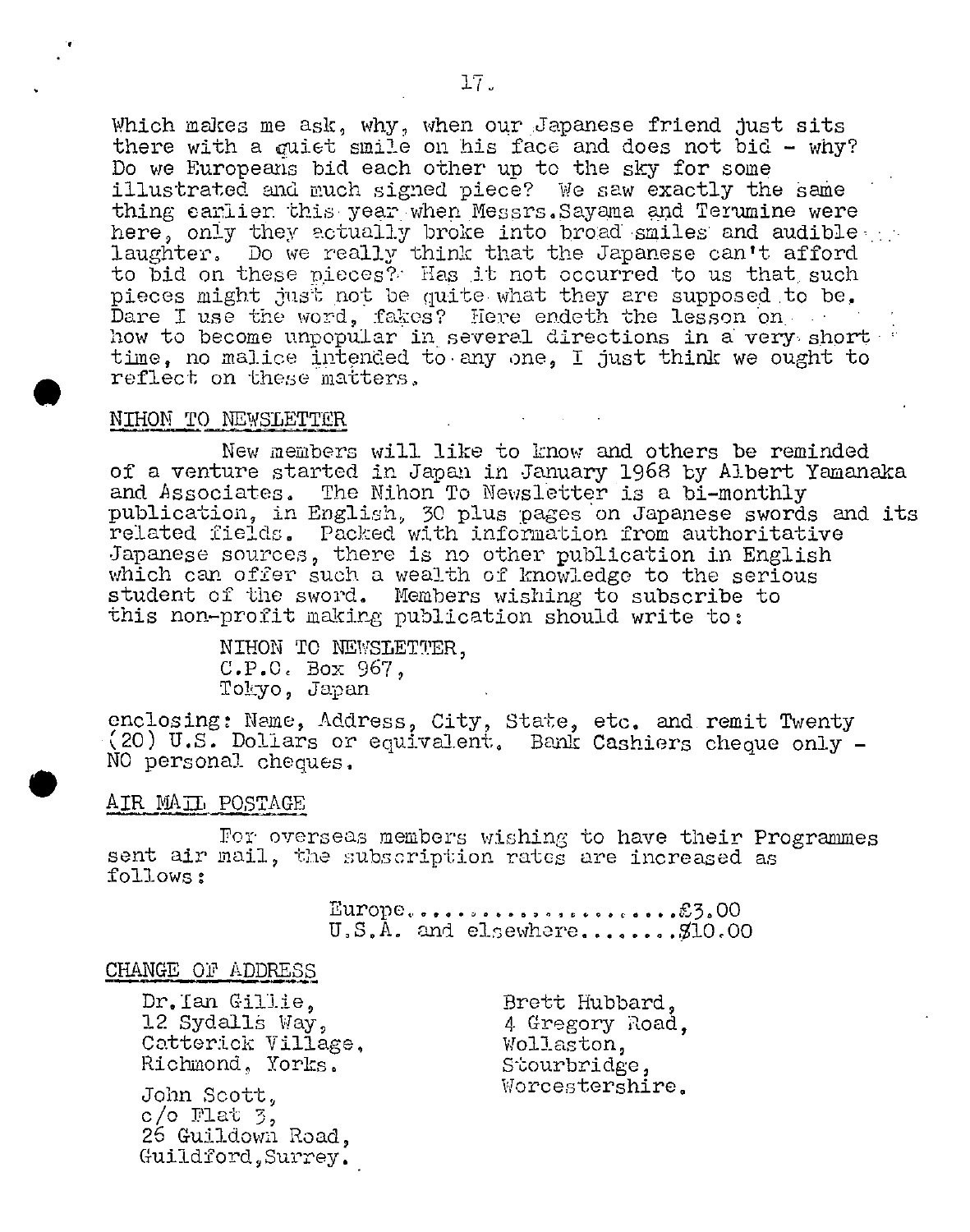Which makes me ask, why, when our Japanese friend just sits there with a quiet smile on his face and does not bid - why? Do we Europeans bid each other up to the sky for some illustrated and much signed piece? We saw exactly the same thing earlier this year when Messrs. Sayama and Terumine were here, only they actually broke into broad smiles and audible laughter. Do we really think that the Japanese can't afford to bid on these pieces? Has it not occurred to us that such pieces might just not be quite what they are supposed to be. Dare I use the word, fakes? Here endeth the lesson on how to become unpopular in several directions in a very short time, no malice intended to any one, I just think we ought to reflect on these matters.

## NIHON TO NEWSLETTER

New members will like to know and others be reminded of a venture started in Japan in January 1968 by Albert Yamanaka and Associates. The Nihon To Newsletter is a bi-monthly publication, in English, 30 plus pages on Japanese swords and its related fields. Packed with information from authoritative Japanese sources, there is no other publication in English which can offer such a wealth of knowledge to the serious student of the sword. Members wishing to subscribe to this non-profit making publication should write to:

NIHON TO NEWSLETTER,
C.P.O. Box 967,
Tokyo, Japan

enclosing: Name, Address, City, State, etc. and remit Twenty (20) U.S. Dollars or equivalent. Bank Cashiers cheque only - NO personal cheques.

## AIR MAIL POSTAGE

For overseas members wishing to have their Programmes sent air mail, the subscription rates are increased as follows:

Europe....................£3.00
U.S.A. and elsewhere........$10.00

## CHANGE OF ADDRESS

Dr. Ian Gillie,
12 Sydalls Way,
Catterick Village,
Richmond, Yorks.

John Scott,
c/o Flat 3,
26 Guildown Road,
Guildford, Surrey.

Brett Hubbard,
4 Gregory Road,
Wollaston,
Stourbridge,
Worcestershire.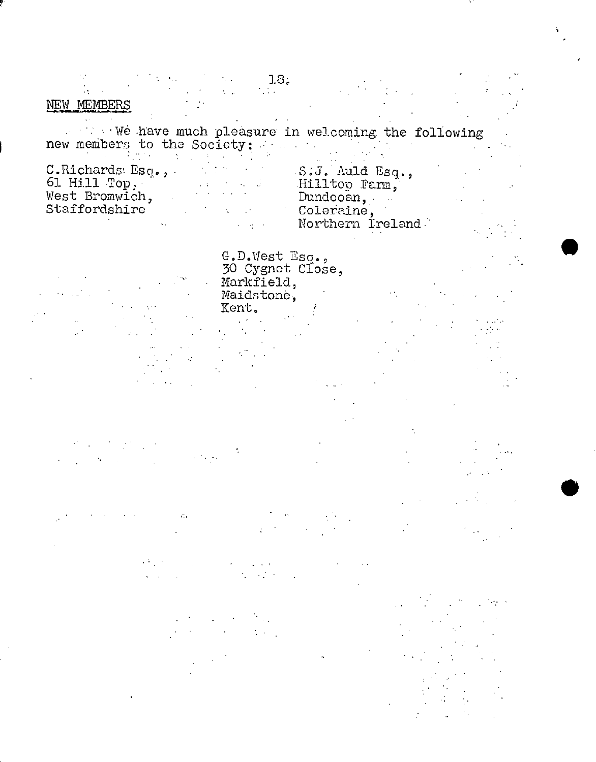## NEW MEMBERS

We have much pleasure in welcoming the following new members to the Society:

C.Richards Esq.,
61 Hill Top,
West Bromwich,
Staffordshire

S.J. Auld Esq.,
Hilltop Farm,
Dundooan,
Coleraine,
Northern Ireland

G.D.West Esq.,
30 Cygnet Close,
Markfield,
Maidstone,
Kent.